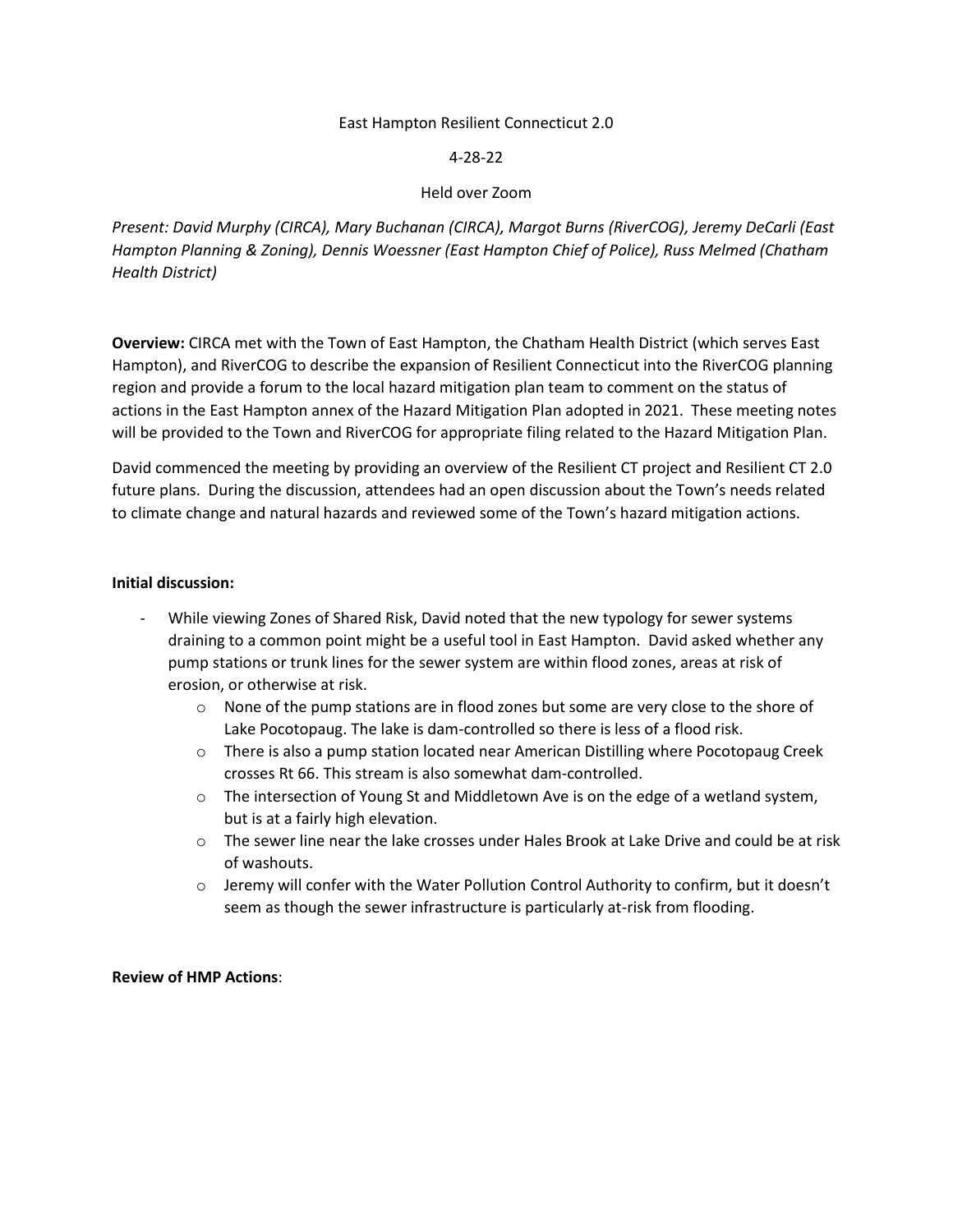East Hampton Resilient Connecticut 2.0

4-28-22

Held over Zoom

*Present: David Murphy (CIRCA), Mary Buchanan (CIRCA), Margot Burns (RiverCOG), Jeremy DeCarli (East Hampton Planning & Zoning), Dennis Woessner (East Hampton Chief of Police), Russ Melmed (Chatham Health District)*

**Overview:** CIRCA met with the Town of East Hampton, the Chatham Health District (which serves East Hampton), and RiverCOG to describe the expansion of Resilient Connecticut into the RiverCOG planning region and provide a forum to the local hazard mitigation plan team to comment on the status of actions in the East Hampton annex of the Hazard Mitigation Plan adopted in 2021. These meeting notes will be provided to the Town and RiverCOG for appropriate filing related to the Hazard Mitigation Plan.

David commenced the meeting by providing an overview of the Resilient CT project and Resilient CT 2.0 future plans. During the discussion, attendees had an open discussion about the Town's needs related to climate change and natural hazards and reviewed some of the Town's hazard mitigation actions.

**Initial discussion:**

- While viewing Zones of Shared Risk, David noted that the new typology for sewer systems draining to a common point might be a useful tool in East Hampton. David asked whether any pump stations or trunk lines for the sewer system are within flood zones, areas at risk of erosion, or otherwise at risk.
  - None of the pump stations are in flood zones but some are very close to the shore of Lake Pocotopaug. The lake is dam-controlled so there is less of a flood risk.
  - There is also a pump station located near American Distilling where Pocotopaug Creek crosses Rt 66. This stream is also somewhat dam-controlled.
  - The intersection of Young St and Middletown Ave is on the edge of a wetland system, but is at a fairly high elevation.
  - The sewer line near the lake crosses under Hales Brook at Lake Drive and could be at risk of washouts.
  - Jeremy will confer with the Water Pollution Control Authority to confirm, but it doesn't seem as though the sewer infrastructure is particularly at-risk from flooding.

**Review of HMP Actions**: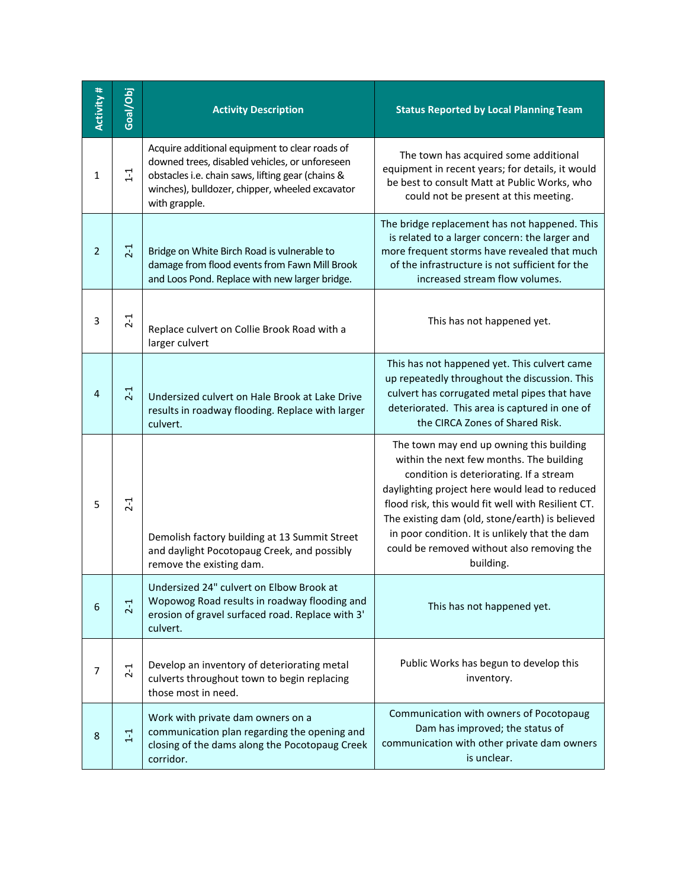| Activity # | Goal/Obj | Activity Description | Status Reported by Local Planning Team |
|---|---|---|---|
| 1 | 1-1 | Acquire additional equipment to clear roads of downed trees, disabled vehicles, or unforeseen obstacles i.e. chain saws, lifting gear (chains & winches), bulldozer, chipper, wheeled excavator with grapple. | The town has acquired some additional equipment in recent years; for details, it would be best to consult Matt at Public Works, who could not be present at this meeting. |
| 2 | 2-1 | Bridge on White Birch Road is vulnerable to damage from flood events from Fawn Mill Brook and Loos Pond. Replace with new larger bridge. | The bridge replacement has not happened. This is related to a larger concern: the larger and more frequent storms have revealed that much of the infrastructure is not sufficient for the increased stream flow volumes. |
| 3 | 2-1 | Replace culvert on Collie Brook Road with a larger culvert | This has not happened yet. |
| 4 | 2-1 | Undersized culvert on Hale Brook at Lake Drive results in roadway flooding. Replace with larger culvert. | This has not happened yet. This culvert came up repeatedly throughout the discussion. This culvert has corrugated metal pipes that have deteriorated. This area is captured in one of the CIRCA Zones of Shared Risk. |
| 5 | 2-1 | Demolish factory building at 13 Summit Street and daylight Pocotopaug Creek, and possibly remove the existing dam. | The town may end up owning this building within the next few months. The building condition is deteriorating. If a stream daylighting project here would lead to reduced flood risk, this would fit well with Resilient CT. The existing dam (old, stone/earth) is believed in poor condition. It is unlikely that the dam could be removed without also removing the building. |
| 6 | 2-1 | Undersized 24" culvert on Elbow Brook at Wopowog Road results in roadway flooding and erosion of gravel surfaced road. Replace with 3' culvert. | This has not happened yet. |
| 7 | 2-1 | Develop an inventory of deteriorating metal culverts throughout town to begin replacing those most in need. | Public Works has begun to develop this inventory. |
| 8 | 1-1 | Work with private dam owners on a communication plan regarding the opening and closing of the dams along the Pocotopaug Creek corridor. | Communication with owners of Pocotopaug Dam has improved; the status of communication with other private dam owners is unclear. |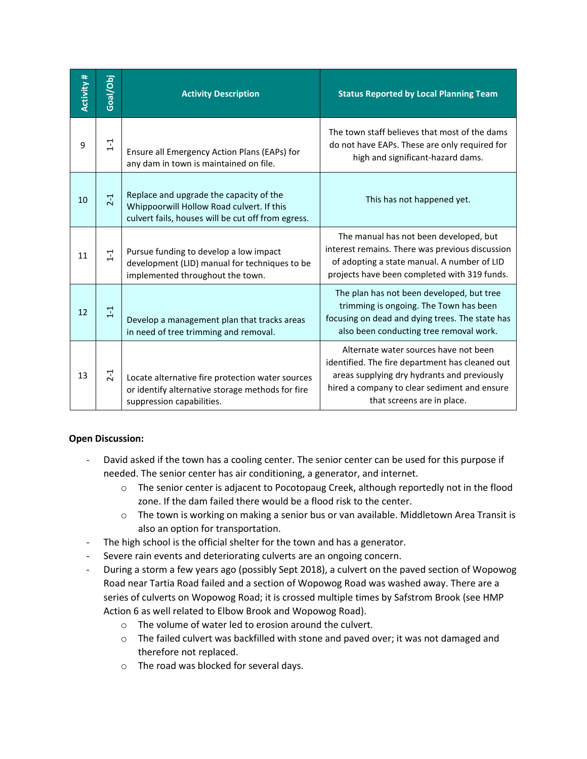| Activity # | Goal/Obj | Activity Description | Status Reported by Local Planning Team |
|---|---|---|---|
| 9 | 1-1 | Ensure all Emergency Action Plans (EAPs) for any dam in town is maintained on file. | The town staff believes that most of the dams do not have EAPs. These are only required for high and significant-hazard dams. |
| 10 | 2-1 | Replace and upgrade the capacity of the Whippoorwill Hollow Road culvert. If this culvert fails, houses will be cut off from egress. | This has not happened yet. |
| 11 | 1-1 | Pursue funding to develop a low impact development (LID) manual for techniques to be implemented throughout the town. | The manual has not been developed, but interest remains. There was previous discussion of adopting a state manual. A number of LID projects have been completed with 319 funds. |
| 12 | 1-1 | Develop a management plan that tracks areas in need of tree trimming and removal. | The plan has not been developed, but tree trimming is ongoing. The Town has been focusing on dead and dying trees. The state has also been conducting tree removal work. |
| 13 | 2-1 | Locate alternative fire protection water sources or identify alternative storage methods for fire suppression capabilities. | Alternate water sources have not been identified. The fire department has cleaned out areas supplying dry hydrants and previously hired a company to clear sediment and ensure that screens are in place. |

**Open Discussion:**

- David asked if the town has a cooling center. The senior center can be used for this purpose if needed. The senior center has air conditioning, a generator, and internet.
  - The senior center is adjacent to Pocotopaug Creek, although reportedly not in the flood zone. If the dam failed there would be a flood risk to the center.
  - The town is working on making a senior bus or van available. Middletown Area Transit is also an option for transportation.
- The high school is the official shelter for the town and has a generator.
- Severe rain events and deteriorating culverts are an ongoing concern.
- During a storm a few years ago (possibly Sept 2018), a culvert on the paved section of Wopowog Road near Tartia Road failed and a section of Wopowog Road was washed away. There are a series of culverts on Wopowog Road; it is crossed multiple times by Safstrom Brook (see HMP Action 6 as well related to Elbow Brook and Wopowog Road).
  - The volume of water led to erosion around the culvert.
  - The failed culvert was backfilled with stone and paved over; it was not damaged and therefore not replaced.
  - The road was blocked for several days.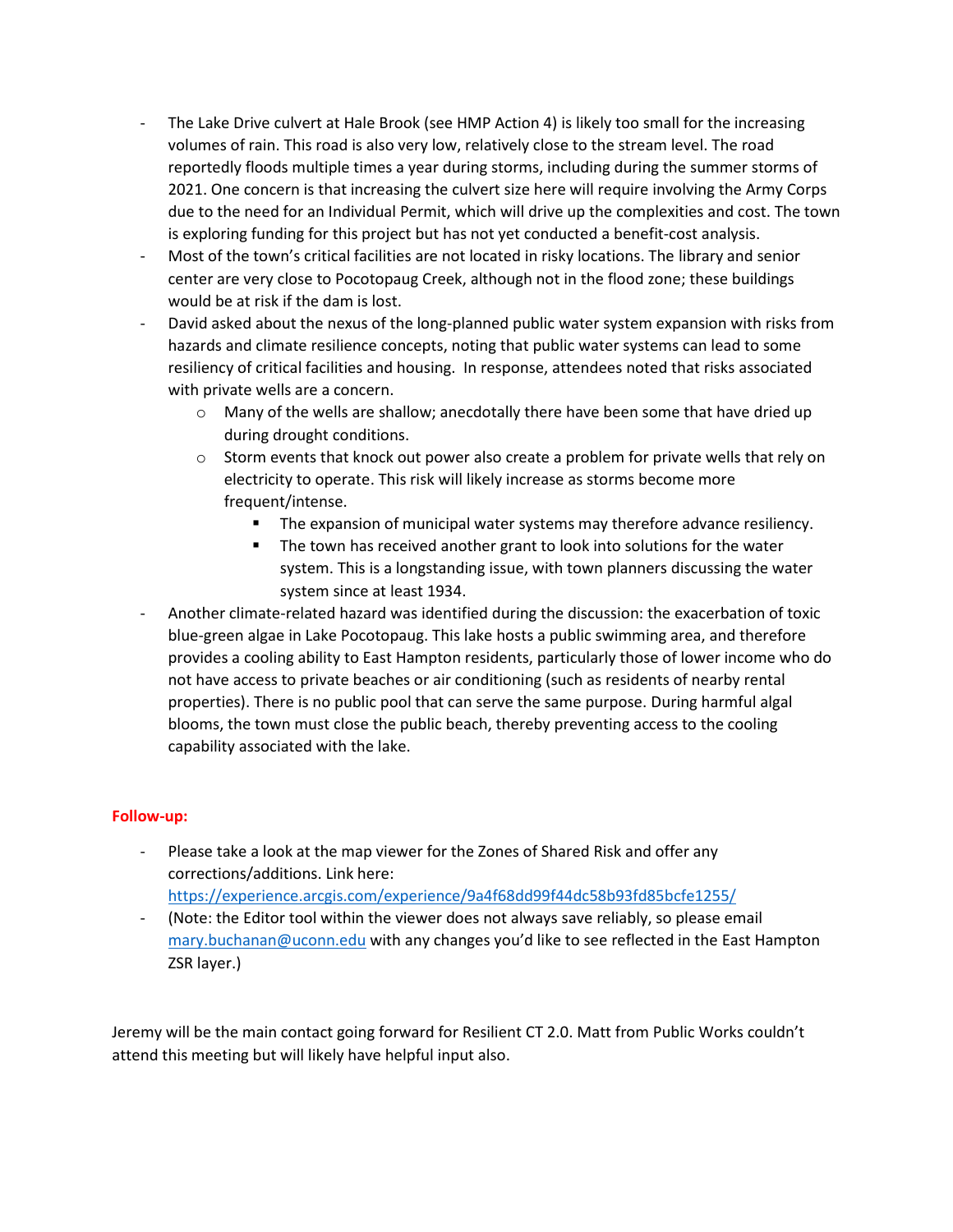- The Lake Drive culvert at Hale Brook (see HMP Action 4) is likely too small for the increasing volumes of rain. This road is also very low, relatively close to the stream level. The road reportedly floods multiple times a year during storms, including during the summer storms of 2021. One concern is that increasing the culvert size here will require involving the Army Corps due to the need for an Individual Permit, which will drive up the complexities and cost. The town is exploring funding for this project but has not yet conducted a benefit-cost analysis.
- Most of the town's critical facilities are not located in risky locations. The library and senior center are very close to Pocotopaug Creek, although not in the flood zone; these buildings would be at risk if the dam is lost.
- David asked about the nexus of the long-planned public water system expansion with risks from hazards and climate resilience concepts, noting that public water systems can lead to some resiliency of critical facilities and housing. In response, attendees noted that risks associated with private wells are a concern.
    - Many of the wells are shallow; anecdotally there have been some that have dried up during drought conditions.
    - Storm events that knock out power also create a problem for private wells that rely on electricity to operate. This risk will likely increase as storms become more frequent/intense.
        - The expansion of municipal water systems may therefore advance resiliency.
        - The town has received another grant to look into solutions for the water system. This is a longstanding issue, with town planners discussing the water system since at least 1934.
- Another climate-related hazard was identified during the discussion: the exacerbation of toxic blue-green algae in Lake Pocotopaug. This lake hosts a public swimming area, and therefore provides a cooling ability to East Hampton residents, particularly those of lower income who do not have access to private beaches or air conditioning (such as residents of nearby rental properties). There is no public pool that can serve the same purpose. During harmful algal blooms, the town must close the public beach, thereby preventing access to the cooling capability associated with the lake.

**Follow-up:**

- Please take a look at the map viewer for the Zones of Shared Risk and offer any corrections/additions. Link here: https://experience.arcgis.com/experience/9a4f68dd99f44dc58b93fd85bcfe1255/
- (Note: the Editor tool within the viewer does not always save reliably, so please email mary.buchanan@uconn.edu with any changes you'd like to see reflected in the East Hampton ZSR layer.)

Jeremy will be the main contact going forward for Resilient CT 2.0. Matt from Public Works couldn't attend this meeting but will likely have helpful input also.